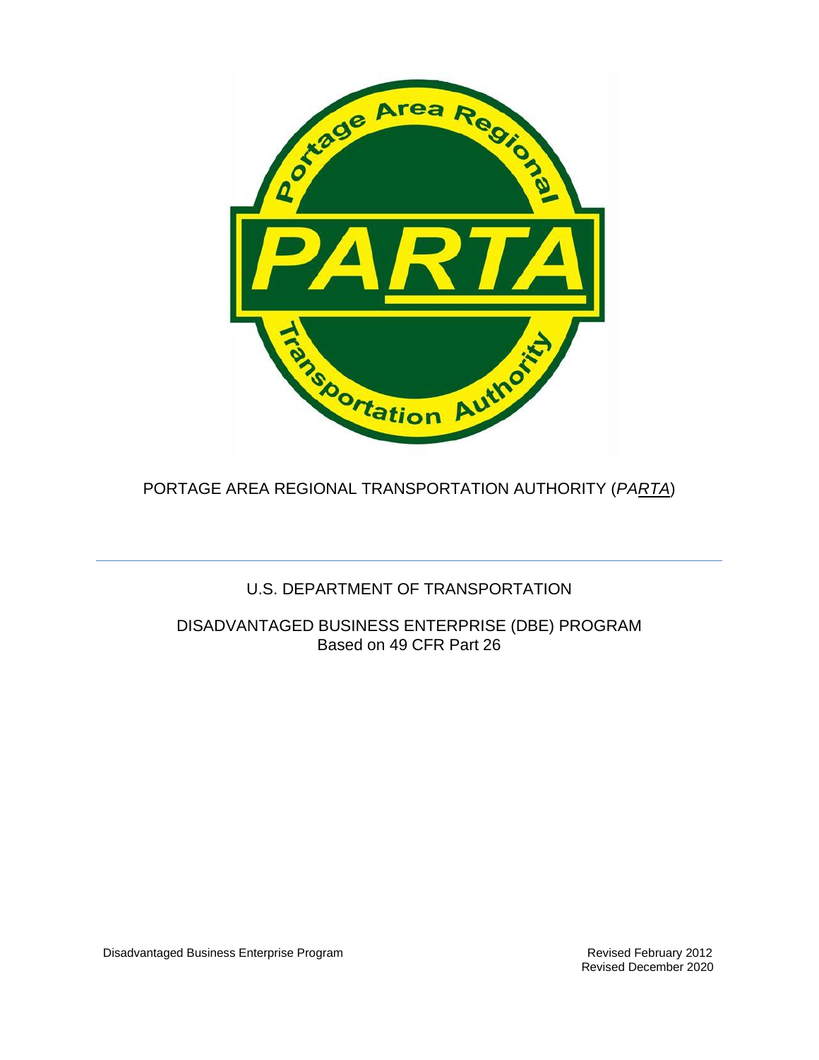PORTAGE AREA REGIONAL TRANSPORTATION AUTHORITY (*PARTA*)

---

U.S. DEPARTMENT OF TRANSPORTATION

DISADVANTAGED BUSINESS ENTERPRISE (DBE) PROGRAM
Based on 49 CFR Part 26

Disadvantaged Business Enterprise Program

Revised February 2012
Revised December 2020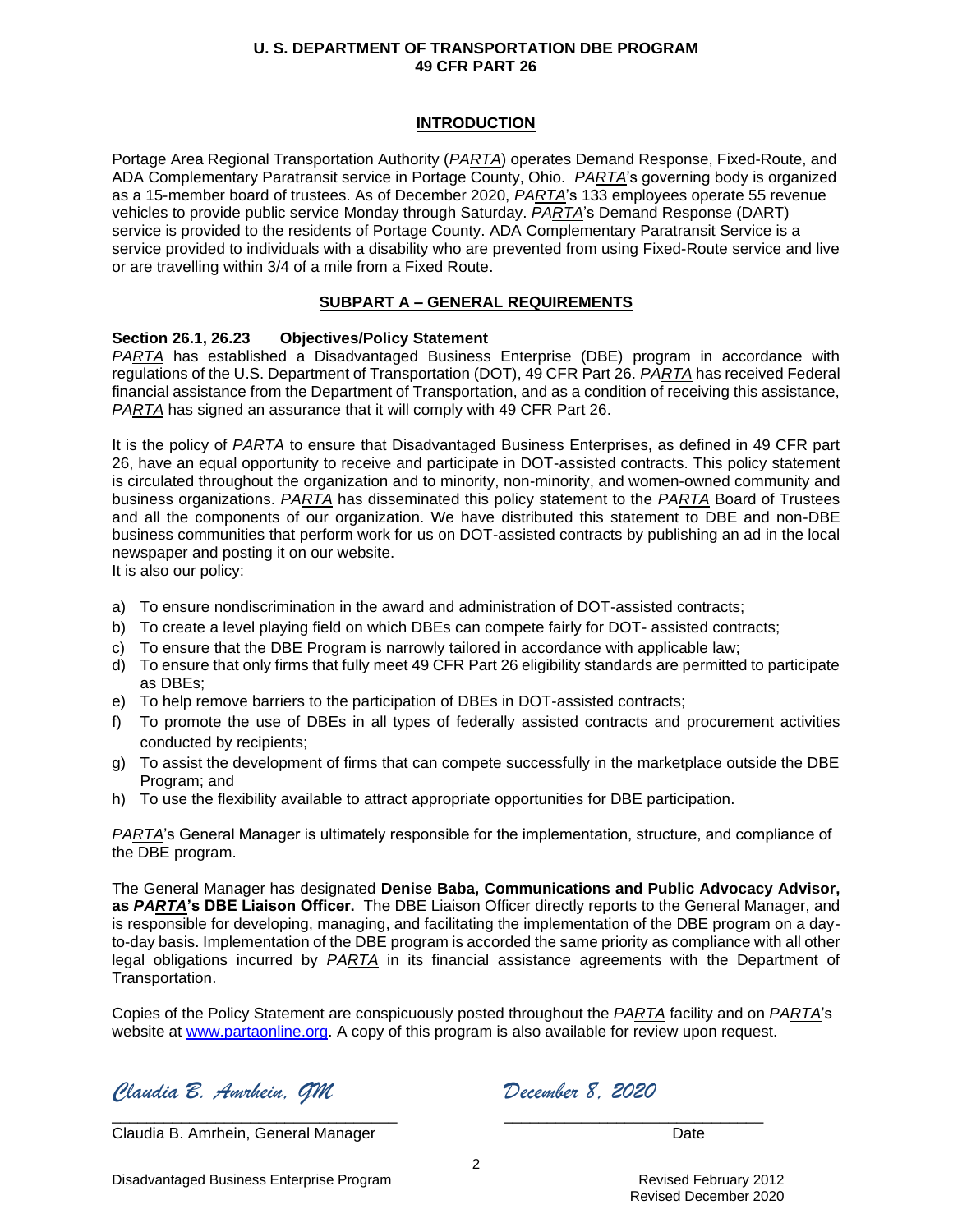**U. S. DEPARTMENT OF TRANSPORTATION DBE PROGRAM**
**49 CFR PART 26**

## INTRODUCTION

Portage Area Regional Transportation Authority (*PARTA*) operates Demand Response, Fixed-Route, and ADA Complementary Paratransit service in Portage County, Ohio. *PARTA*'s governing body is organized as a 15-member board of trustees. As of December 2020, *PARTA*'s 133 employees operate 55 revenue vehicles to provide public service Monday through Saturday. *PARTA*'s Demand Response (DART) service is provided to the residents of Portage County. ADA Complementary Paratransit Service is a service provided to individuals with a disability who are prevented from using Fixed-Route service and live or are travelling within 3/4 of a mile from a Fixed Route.

## SUBPART A – GENERAL REQUIREMENTS

### Section 26.1, 26.23 Objectives/Policy Statement

*PARTA* has established a Disadvantaged Business Enterprise (DBE) program in accordance with regulations of the U.S. Department of Transportation (DOT), 49 CFR Part 26. *PARTA* has received Federal financial assistance from the Department of Transportation, and as a condition of receiving this assistance, *PARTA* has signed an assurance that it will comply with 49 CFR Part 26.

It is the policy of *PARTA* to ensure that Disadvantaged Business Enterprises, as defined in 49 CFR part 26, have an equal opportunity to receive and participate in DOT-assisted contracts. This policy statement is circulated throughout the organization and to minority, non-minority, and women-owned community and business organizations. *PARTA* has disseminated this policy statement to the *PARTA* Board of Trustees and all the components of our organization. We have distributed this statement to DBE and non-DBE business communities that perform work for us on DOT-assisted contracts by publishing an ad in the local newspaper and posting it on our website.
It is also our policy:

a) To ensure nondiscrimination in the award and administration of DOT-assisted contracts;
b) To create a level playing field on which DBEs can compete fairly for DOT- assisted contracts;
c) To ensure that the DBE Program is narrowly tailored in accordance with applicable law;
d) To ensure that only firms that fully meet 49 CFR Part 26 eligibility standards are permitted to participate as DBEs;
e) To help remove barriers to the participation of DBEs in DOT-assisted contracts;
f) To promote the use of DBEs in all types of federally assisted contracts and procurement activities conducted by recipients;
g) To assist the development of firms that can compete successfully in the marketplace outside the DBE Program; and
h) To use the flexibility available to attract appropriate opportunities for DBE participation.

*PARTA*'s General Manager is ultimately responsible for the implementation, structure, and compliance of the DBE program.

The General Manager has designated **Denise Baba, Communications and Public Advocacy Advisor, as *PARTA*'s DBE Liaison Officer.** The DBE Liaison Officer directly reports to the General Manager, and is responsible for developing, managing, and facilitating the implementation of the DBE program on a day-to-day basis. Implementation of the DBE program is accorded the same priority as compliance with all other legal obligations incurred by *PARTA* in its financial assistance agreements with the Department of Transportation.

Copies of the Policy Statement are conspicuously posted throughout the *PARTA* facility and on *PARTA*'s website at www.partaonline.org. A copy of this program is also available for review upon request.

*Claudia B. Amrhein, GM* — *December 8, 2020*

Claudia B. Amrhein, General Manager — Date

Disadvantaged Business Enterprise Program — Revised February 2012, Revised December 2020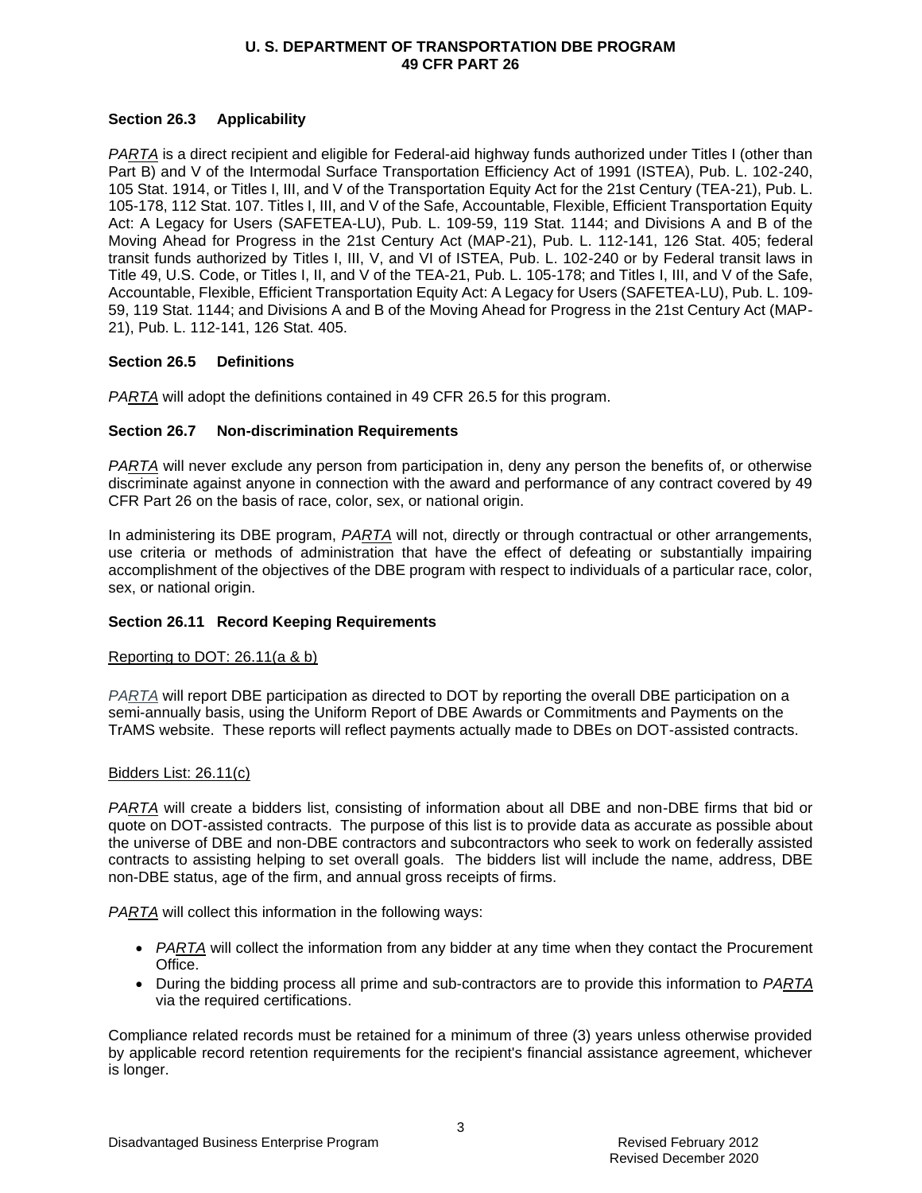### Section 26.3 Applicability

*PARTA* is a direct recipient and eligible for Federal-aid highway funds authorized under Titles I (other than Part B) and V of the Intermodal Surface Transportation Efficiency Act of 1991 (ISTEA), Pub. L. 102-240, 105 Stat. 1914, or Titles I, III, and V of the Transportation Equity Act for the 21st Century (TEA-21), Pub. L. 105-178, 112 Stat. 107. Titles I, III, and V of the Safe, Accountable, Flexible, Efficient Transportation Equity Act: A Legacy for Users (SAFETEA-LU), Pub. L. 109-59, 119 Stat. 1144; and Divisions A and B of the Moving Ahead for Progress in the 21st Century Act (MAP-21), Pub. L. 112-141, 126 Stat. 405; federal transit funds authorized by Titles I, III, V, and VI of ISTEA, Pub. L. 102-240 or by Federal transit laws in Title 49, U.S. Code, or Titles I, II, and V of the TEA-21, Pub. L. 105-178; and Titles I, III, and V of the Safe, Accountable, Flexible, Efficient Transportation Equity Act: A Legacy for Users (SAFETEA-LU), Pub. L. 109-59, 119 Stat. 1144; and Divisions A and B of the Moving Ahead for Progress in the 21st Century Act (MAP-21), Pub. L. 112-141, 126 Stat. 405.

### Section 26.5 Definitions

*PARTA* will adopt the definitions contained in 49 CFR 26.5 for this program.

### Section 26.7 Non-discrimination Requirements

*PARTA* will never exclude any person from participation in, deny any person the benefits of, or otherwise discriminate against anyone in connection with the award and performance of any contract covered by 49 CFR Part 26 on the basis of race, color, sex, or national origin.

In administering its DBE program, *PARTA* will not, directly or through contractual or other arrangements, use criteria or methods of administration that have the effect of defeating or substantially impairing accomplishment of the objectives of the DBE program with respect to individuals of a particular race, color, sex, or national origin.

### Section 26.11 Record Keeping Requirements

Reporting to DOT: 26.11(a & b)

*PARTA* will report DBE participation as directed to DOT by reporting the overall DBE participation on a semi-annually basis, using the Uniform Report of DBE Awards or Commitments and Payments on the TrAMS website. These reports will reflect payments actually made to DBEs on DOT-assisted contracts.

Bidders List: 26.11(c)

*PARTA* will create a bidders list, consisting of information about all DBE and non-DBE firms that bid or quote on DOT-assisted contracts. The purpose of this list is to provide data as accurate as possible about the universe of DBE and non-DBE contractors and subcontractors who seek to work on federally assisted contracts to assisting helping to set overall goals. The bidders list will include the name, address, DBE non-DBE status, age of the firm, and annual gross receipts of firms.

*PARTA* will collect this information in the following ways:

- *PARTA* will collect the information from any bidder at any time when they contact the Procurement Office.
- During the bidding process all prime and sub-contractors are to provide this information to *PARTA* via the required certifications.

Compliance related records must be retained for a minimum of three (3) years unless otherwise provided by applicable record retention requirements for the recipient's financial assistance agreement, whichever is longer.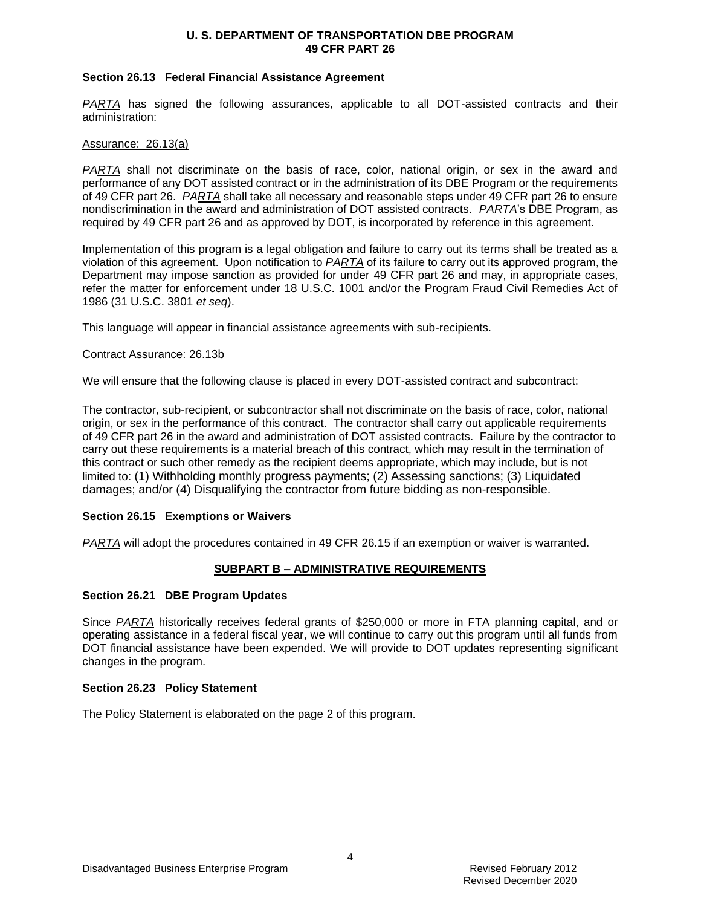## Section 26.13 Federal Financial Assistance Agreement

*PARTA* has signed the following assurances, applicable to all DOT-assisted contracts and their administration:

Assurance: 26.13(a)

*PARTA* shall not discriminate on the basis of race, color, national origin, or sex in the award and performance of any DOT assisted contract or in the administration of its DBE Program or the requirements of 49 CFR part 26. *PARTA* shall take all necessary and reasonable steps under 49 CFR part 26 to ensure nondiscrimination in the award and administration of DOT assisted contracts. *PARTA*'s DBE Program, as required by 49 CFR part 26 and as approved by DOT, is incorporated by reference in this agreement.

Implementation of this program is a legal obligation and failure to carry out its terms shall be treated as a violation of this agreement. Upon notification to *PARTA* of its failure to carry out its approved program, the Department may impose sanction as provided for under 49 CFR part 26 and may, in appropriate cases, refer the matter for enforcement under 18 U.S.C. 1001 and/or the Program Fraud Civil Remedies Act of 1986 (31 U.S.C. 3801 *et seq*).

This language will appear in financial assistance agreements with sub-recipients.

Contract Assurance: 26.13b

We will ensure that the following clause is placed in every DOT-assisted contract and subcontract:

The contractor, sub-recipient, or subcontractor shall not discriminate on the basis of race, color, national origin, or sex in the performance of this contract. The contractor shall carry out applicable requirements of 49 CFR part 26 in the award and administration of DOT assisted contracts. Failure by the contractor to carry out these requirements is a material breach of this contract, which may result in the termination of this contract or such other remedy as the recipient deems appropriate, which may include, but is not limited to: (1) Withholding monthly progress payments; (2) Assessing sanctions; (3) Liquidated damages; and/or (4) Disqualifying the contractor from future bidding as non-responsible.

## Section 26.15 Exemptions or Waivers

*PARTA* will adopt the procedures contained in 49 CFR 26.15 if an exemption or waiver is warranted.

# SUBPART B – ADMINISTRATIVE REQUIREMENTS

## Section 26.21 DBE Program Updates

Since *PARTA* historically receives federal grants of $250,000 or more in FTA planning capital, and or operating assistance in a federal fiscal year, we will continue to carry out this program until all funds from DOT financial assistance have been expended. We will provide to DOT updates representing significant changes in the program.

## Section 26.23 Policy Statement

The Policy Statement is elaborated on the page 2 of this program.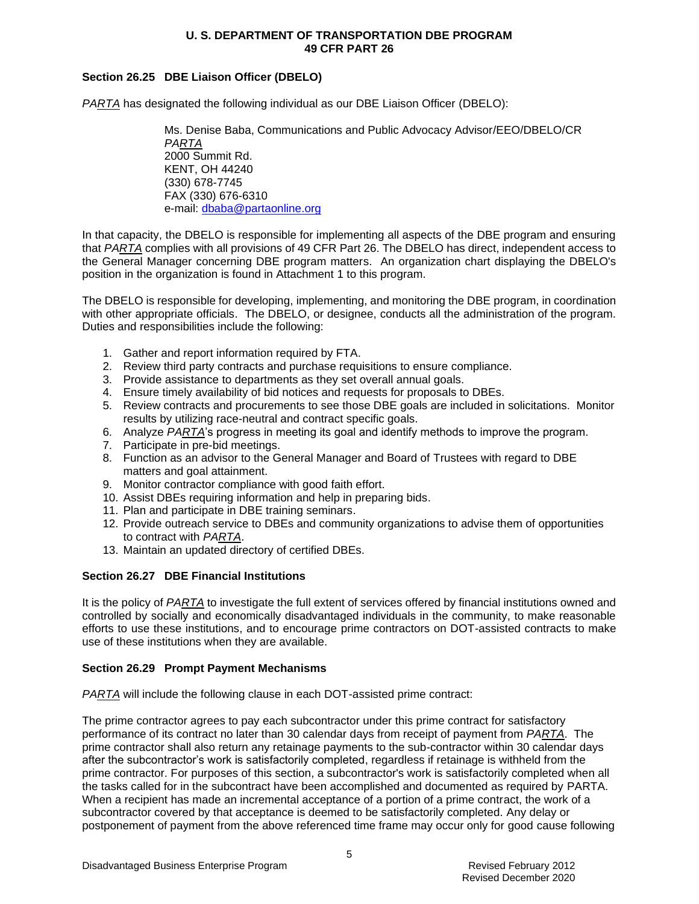### Section 26.25 DBE Liaison Officer (DBELO)

*PARTA* has designated the following individual as our DBE Liaison Officer (DBELO):

> Ms. Denise Baba, Communications and Public Advocacy Advisor/EEO/DBELO/CR
> *PARTA*
> 2000 Summit Rd.
> KENT, OH 44240
> (330) 678-7745
> FAX (330) 676-6310
> e-mail: dbaba@partaonline.org

In that capacity, the DBELO is responsible for implementing all aspects of the DBE program and ensuring that *PARTA* complies with all provisions of 49 CFR Part 26. The DBELO has direct, independent access to the General Manager concerning DBE program matters. An organization chart displaying the DBELO's position in the organization is found in Attachment 1 to this program.

The DBELO is responsible for developing, implementing, and monitoring the DBE program, in coordination with other appropriate officials. The DBELO, or designee, conducts all the administration of the program. Duties and responsibilities include the following:

1. Gather and report information required by FTA.
2. Review third party contracts and purchase requisitions to ensure compliance.
3. Provide assistance to departments as they set overall annual goals.
4. Ensure timely availability of bid notices and requests for proposals to DBEs.
5. Review contracts and procurements to see those DBE goals are included in solicitations. Monitor results by utilizing race-neutral and contract specific goals.
6. Analyze *PARTA*'s progress in meeting its goal and identify methods to improve the program.
7. Participate in pre-bid meetings.
8. Function as an advisor to the General Manager and Board of Trustees with regard to DBE matters and goal attainment.
9. Monitor contractor compliance with good faith effort.
10. Assist DBEs requiring information and help in preparing bids.
11. Plan and participate in DBE training seminars.
12. Provide outreach service to DBEs and community organizations to advise them of opportunities to contract with *PARTA*.
13. Maintain an updated directory of certified DBEs.

### Section 26.27 DBE Financial Institutions

It is the policy of *PARTA* to investigate the full extent of services offered by financial institutions owned and controlled by socially and economically disadvantaged individuals in the community, to make reasonable efforts to use these institutions, and to encourage prime contractors on DOT-assisted contracts to make use of these institutions when they are available.

### Section 26.29 Prompt Payment Mechanisms

*PARTA* will include the following clause in each DOT-assisted prime contract:

The prime contractor agrees to pay each subcontractor under this prime contract for satisfactory performance of its contract no later than 30 calendar days from receipt of payment from *PARTA*. The prime contractor shall also return any retainage payments to the sub-contractor within 30 calendar days after the subcontractor's work is satisfactorily completed, regardless if retainage is withheld from the prime contractor. For purposes of this section, a subcontractor's work is satisfactorily completed when all the tasks called for in the subcontract have been accomplished and documented as required by PARTA. When a recipient has made an incremental acceptance of a portion of a prime contract, the work of a subcontractor covered by that acceptance is deemed to be satisfactorily completed. Any delay or postponement of payment from the above referenced time frame may occur only for good cause following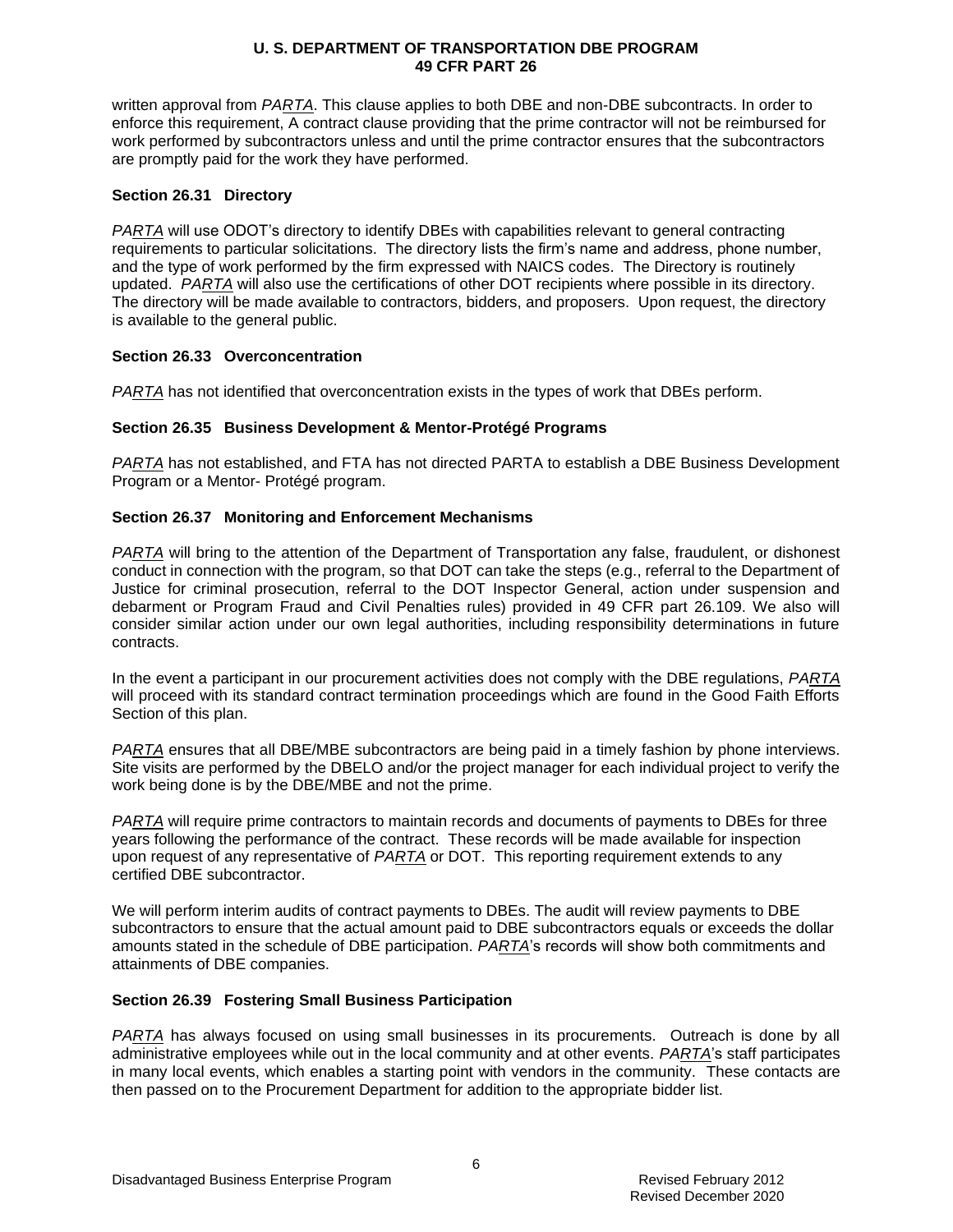written approval from *PARTA*. This clause applies to both DBE and non-DBE subcontracts. In order to enforce this requirement, A contract clause providing that the prime contractor will not be reimbursed for work performed by subcontractors unless and until the prime contractor ensures that the subcontractors are promptly paid for the work they have performed.

### Section 26.31 Directory

*PARTA* will use ODOT's directory to identify DBEs with capabilities relevant to general contracting requirements to particular solicitations. The directory lists the firm's name and address, phone number, and the type of work performed by the firm expressed with NAICS codes. The Directory is routinely updated. *PARTA* will also use the certifications of other DOT recipients where possible in its directory. The directory will be made available to contractors, bidders, and proposers. Upon request, the directory is available to the general public.

### Section 26.33 Overconcentration

*PARTA* has not identified that overconcentration exists in the types of work that DBEs perform.

### Section 26.35 Business Development & Mentor-Protégé Programs

*PARTA* has not established, and FTA has not directed PARTA to establish a DBE Business Development Program or a Mentor- Protégé program.

### Section 26.37 Monitoring and Enforcement Mechanisms

*PARTA* will bring to the attention of the Department of Transportation any false, fraudulent, or dishonest conduct in connection with the program, so that DOT can take the steps (e.g., referral to the Department of Justice for criminal prosecution, referral to the DOT Inspector General, action under suspension and debarment or Program Fraud and Civil Penalties rules) provided in 49 CFR part 26.109. We also will consider similar action under our own legal authorities, including responsibility determinations in future contracts.

In the event a participant in our procurement activities does not comply with the DBE regulations, *PARTA* will proceed with its standard contract termination proceedings which are found in the Good Faith Efforts Section of this plan.

*PARTA* ensures that all DBE/MBE subcontractors are being paid in a timely fashion by phone interviews. Site visits are performed by the DBELO and/or the project manager for each individual project to verify the work being done is by the DBE/MBE and not the prime.

*PARTA* will require prime contractors to maintain records and documents of payments to DBEs for three years following the performance of the contract. These records will be made available for inspection upon request of any representative of *PARTA* or DOT. This reporting requirement extends to any certified DBE subcontractor.

We will perform interim audits of contract payments to DBEs. The audit will review payments to DBE subcontractors to ensure that the actual amount paid to DBE subcontractors equals or exceeds the dollar amounts stated in the schedule of DBE participation. *PARTA*'s records will show both commitments and attainments of DBE companies.

### Section 26.39 Fostering Small Business Participation

*PARTA* has always focused on using small businesses in its procurements. Outreach is done by all administrative employees while out in the local community and at other events. *PARTA*'s staff participates in many local events, which enables a starting point with vendors in the community. These contacts are then passed on to the Procurement Department for addition to the appropriate bidder list.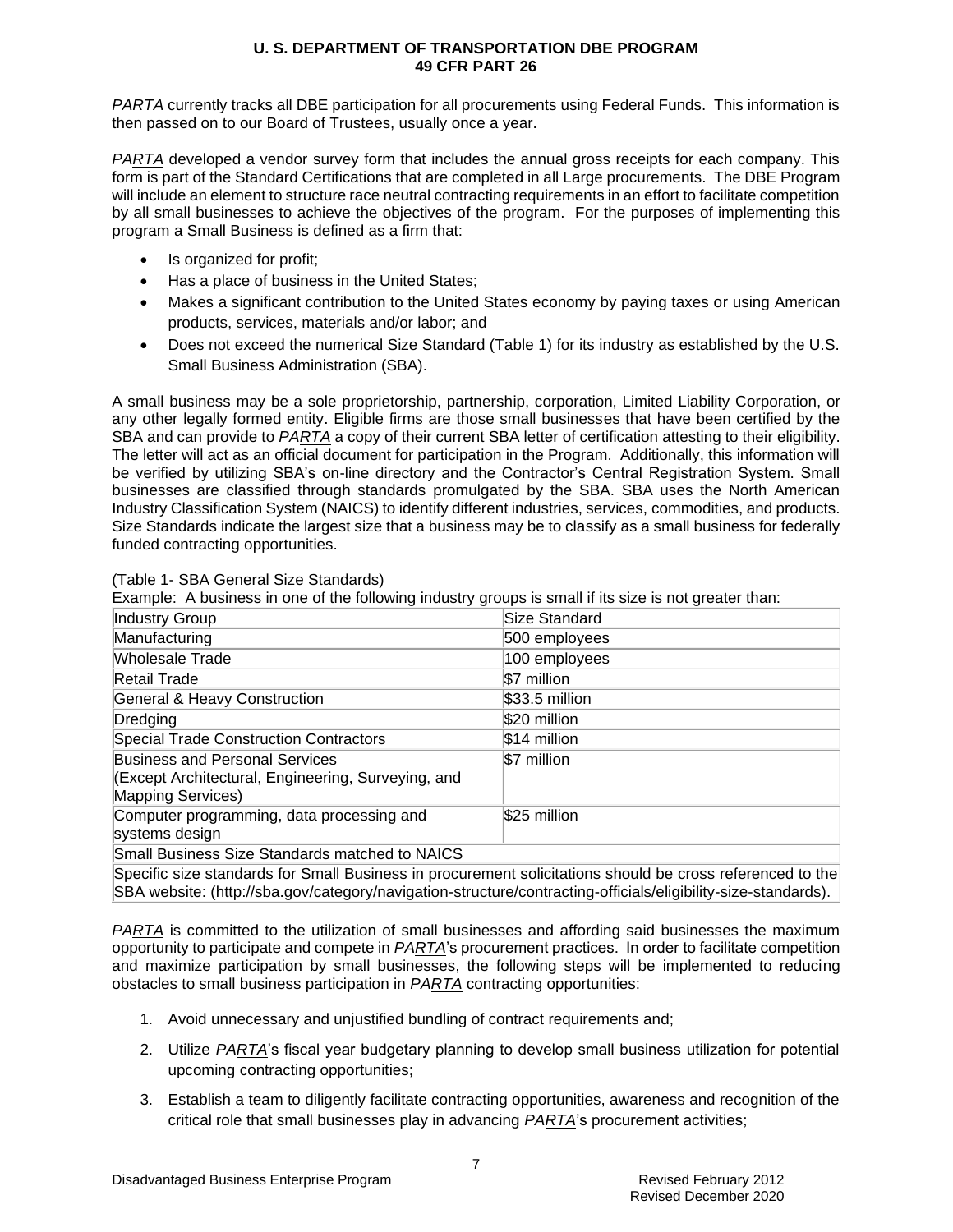PARTA currently tracks all DBE participation for all procurements using Federal Funds. This information is then passed on to our Board of Trustees, usually once a year.

PARTA developed a vendor survey form that includes the annual gross receipts for each company. This form is part of the Standard Certifications that are completed in all Large procurements. The DBE Program will include an element to structure race neutral contracting requirements in an effort to facilitate competition by all small businesses to achieve the objectives of the program. For the purposes of implementing this program a Small Business is defined as a firm that:

- Is organized for profit;
- Has a place of business in the United States;
- Makes a significant contribution to the United States economy by paying taxes or using American products, services, materials and/or labor; and
- Does not exceed the numerical Size Standard (Table 1) for its industry as established by the U.S. Small Business Administration (SBA).

A small business may be a sole proprietorship, partnership, corporation, Limited Liability Corporation, or any other legally formed entity. Eligible firms are those small businesses that have been certified by the SBA and can provide to PARTA a copy of their current SBA letter of certification attesting to their eligibility. The letter will act as an official document for participation in the Program. Additionally, this information will be verified by utilizing SBA's on-line directory and the Contractor's Central Registration System. Small businesses are classified through standards promulgated by the SBA. SBA uses the North American Industry Classification System (NAICS) to identify different industries, services, commodities, and products. Size Standards indicate the largest size that a business may be to classify as a small business for federally funded contracting opportunities.

(Table 1- SBA General Size Standards)

Example: A business in one of the following industry groups is small if its size is not greater than:

| Industry Group | Size Standard |
|---|---|
| Manufacturing | 500 employees |
| Wholesale Trade | 100 employees |
| Retail Trade | $7 million |
| General & Heavy Construction | $33.5 million |
| Dredging | $20 million |
| Special Trade Construction Contractors | $14 million |
| Business and Personal Services (Except Architectural, Engineering, Surveying, and Mapping Services) | $7 million |
| Computer programming, data processing and systems design | $25 million |
| Small Business Size Standards matched to NAICS | |
| Specific size standards for Small Business in procurement solicitations should be cross referenced to the SBA website: (http://sba.gov/category/navigation-structure/contracting-officials/eligibility-size-standards). | |

PARTA is committed to the utilization of small businesses and affording said businesses the maximum opportunity to participate and compete in PARTA's procurement practices. In order to facilitate competition and maximize participation by small businesses, the following steps will be implemented to reducing obstacles to small business participation in PARTA contracting opportunities:

1. Avoid unnecessary and unjustified bundling of contract requirements and;
2. Utilize PARTA's fiscal year budgetary planning to develop small business utilization for potential upcoming contracting opportunities;
3. Establish a team to diligently facilitate contracting opportunities, awareness and recognition of the critical role that small businesses play in advancing PARTA's procurement activities;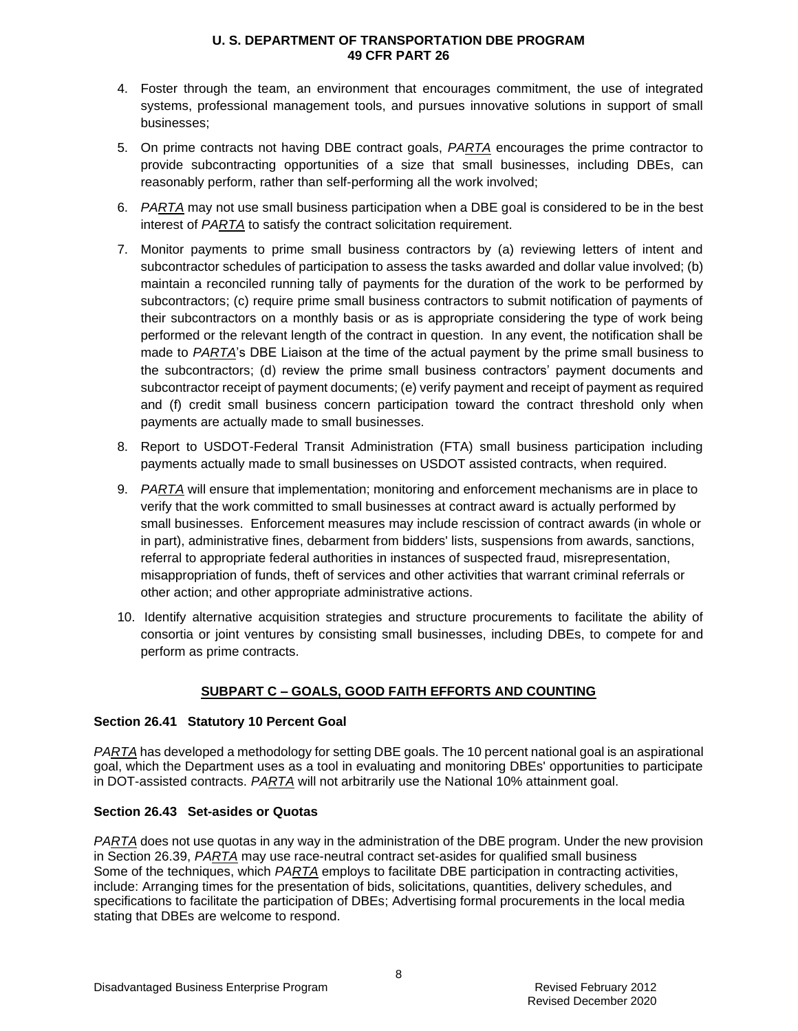4. Foster through the team, an environment that encourages commitment, the use of integrated systems, professional management tools, and pursues innovative solutions in support of small businesses;

5. On prime contracts not having DBE contract goals, *PARTA* encourages the prime contractor to provide subcontracting opportunities of a size that small businesses, including DBEs, can reasonably perform, rather than self-performing all the work involved;

6. *PARTA* may not use small business participation when a DBE goal is considered to be in the best interest of *PARTA* to satisfy the contract solicitation requirement.

7. Monitor payments to prime small business contractors by (a) reviewing letters of intent and subcontractor schedules of participation to assess the tasks awarded and dollar value involved; (b) maintain a reconciled running tally of payments for the duration of the work to be performed by subcontractors; (c) require prime small business contractors to submit notification of payments of their subcontractors on a monthly basis or as is appropriate considering the type of work being performed or the relevant length of the contract in question. In any event, the notification shall be made to *PARTA*'s DBE Liaison at the time of the actual payment by the prime small business to the subcontractors; (d) review the prime small business contractors' payment documents and subcontractor receipt of payment documents; (e) verify payment and receipt of payment as required and (f) credit small business concern participation toward the contract threshold only when payments are actually made to small businesses.

8. Report to USDOT-Federal Transit Administration (FTA) small business participation including payments actually made to small businesses on USDOT assisted contracts, when required.

9. *PARTA* will ensure that implementation; monitoring and enforcement mechanisms are in place to verify that the work committed to small businesses at contract award is actually performed by small businesses. Enforcement measures may include rescission of contract awards (in whole or in part), administrative fines, debarment from bidders' lists, suspensions from awards, sanctions, referral to appropriate federal authorities in instances of suspected fraud, misrepresentation, misappropriation of funds, theft of services and other activities that warrant criminal referrals or other action; and other appropriate administrative actions.

10. Identify alternative acquisition strategies and structure procurements to facilitate the ability of consortia or joint ventures by consisting small businesses, including DBEs, to compete for and perform as prime contracts.

## SUBPART C – GOALS, GOOD FAITH EFFORTS AND COUNTING

### Section 26.41 Statutory 10 Percent Goal

*PARTA* has developed a methodology for setting DBE goals. The 10 percent national goal is an aspirational goal, which the Department uses as a tool in evaluating and monitoring DBEs' opportunities to participate in DOT-assisted contracts. *PARTA* will not arbitrarily use the National 10% attainment goal.

### Section 26.43 Set-asides or Quotas

*PARTA* does not use quotas in any way in the administration of the DBE program. Under the new provision in Section 26.39, *PARTA* may use race-neutral contract set-asides for qualified small business Some of the techniques, which *PARTA* employs to facilitate DBE participation in contracting activities, include: Arranging times for the presentation of bids, solicitations, quantities, delivery schedules, and specifications to facilitate the participation of DBEs; Advertising formal procurements in the local media stating that DBEs are welcome to respond.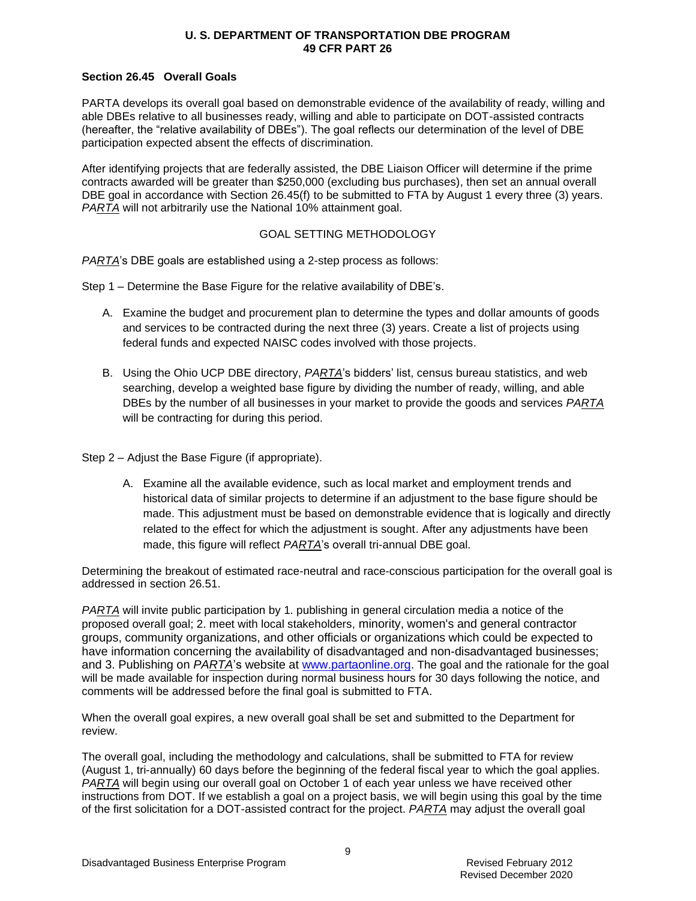**U. S. DEPARTMENT OF TRANSPORTATION DBE PROGRAM**
**49 CFR PART 26**

**Section 26.45 Overall Goals**

PARTA develops its overall goal based on demonstrable evidence of the availability of ready, willing and able DBEs relative to all businesses ready, willing and able to participate on DOT-assisted contracts (hereafter, the "relative availability of DBEs"). The goal reflects our determination of the level of DBE participation expected absent the effects of discrimination.

After identifying projects that are federally assisted, the DBE Liaison Officer will determine if the prime contracts awarded will be greater than $250,000 (excluding bus purchases), then set an annual overall DBE goal in accordance with Section 26.45(f) to be submitted to FTA by August 1 every three (3) years. *PARTA* will not arbitrarily use the National 10% attainment goal.

GOAL SETTING METHODOLOGY

*PARTA*'s DBE goals are established using a 2-step process as follows:

Step 1 – Determine the Base Figure for the relative availability of DBE's.

A. Examine the budget and procurement plan to determine the types and dollar amounts of goods and services to be contracted during the next three (3) years. Create a list of projects using federal funds and expected NAISC codes involved with those projects.

B. Using the Ohio UCP DBE directory, *PARTA*'s bidders' list, census bureau statistics, and web searching, develop a weighted base figure by dividing the number of ready, willing, and able DBEs by the number of all businesses in your market to provide the goods and services *PARTA* will be contracting for during this period.

Step 2 – Adjust the Base Figure (if appropriate).

A. Examine all the available evidence, such as local market and employment trends and historical data of similar projects to determine if an adjustment to the base figure should be made. This adjustment must be based on demonstrable evidence that is logically and directly related to the effect for which the adjustment is sought. After any adjustments have been made, this figure will reflect *PARTA*'s overall tri-annual DBE goal.

Determining the breakout of estimated race-neutral and race-conscious participation for the overall goal is addressed in section 26.51.

*PARTA* will invite public participation by 1. publishing in general circulation media a notice of the proposed overall goal; 2. meet with local stakeholders, minority, women's and general contractor groups, community organizations, and other officials or organizations which could be expected to have information concerning the availability of disadvantaged and non-disadvantaged businesses; and 3. Publishing on *PARTA*'s website at www.partaonline.org. The goal and the rationale for the goal will be made available for inspection during normal business hours for 30 days following the notice, and comments will be addressed before the final goal is submitted to FTA.

When the overall goal expires, a new overall goal shall be set and submitted to the Department for review.

The overall goal, including the methodology and calculations, shall be submitted to FTA for review (August 1, tri-annually) 60 days before the beginning of the federal fiscal year to which the goal applies. *PARTA* will begin using our overall goal on October 1 of each year unless we have received other instructions from DOT. If we establish a goal on a project basis, we will begin using this goal by the time of the first solicitation for a DOT-assisted contract for the project. *PARTA* may adjust the overall goal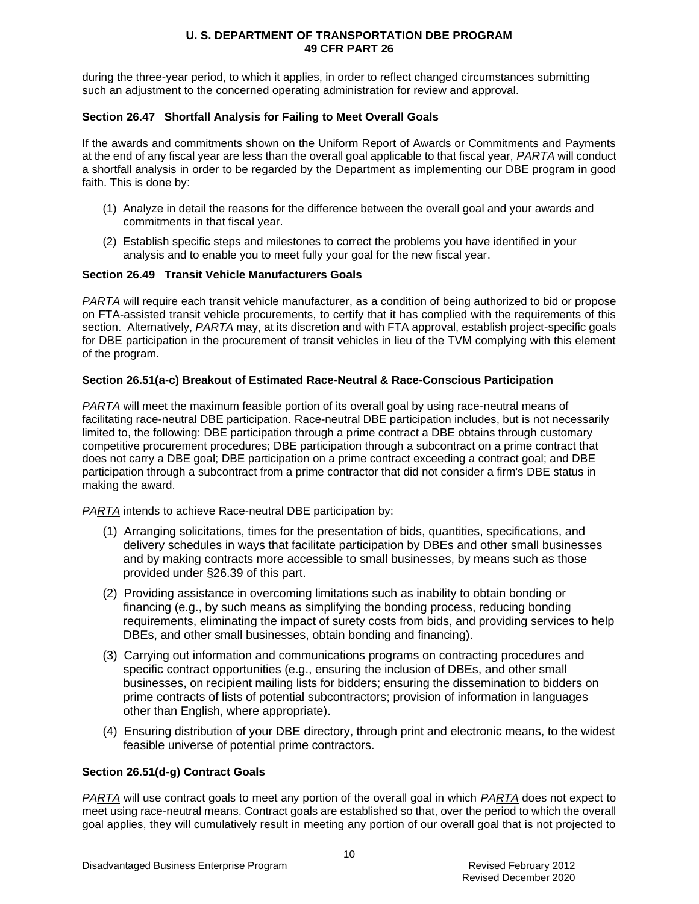during the three-year period, to which it applies, in order to reflect changed circumstances submitting such an adjustment to the concerned operating administration for review and approval.

### Section 26.47 Shortfall Analysis for Failing to Meet Overall Goals

If the awards and commitments shown on the Uniform Report of Awards or Commitments and Payments at the end of any fiscal year are less than the overall goal applicable to that fiscal year, *PARTA* will conduct a shortfall analysis in order to be regarded by the Department as implementing our DBE program in good faith. This is done by:

(1) Analyze in detail the reasons for the difference between the overall goal and your awards and commitments in that fiscal year.

(2) Establish specific steps and milestones to correct the problems you have identified in your analysis and to enable you to meet fully your goal for the new fiscal year.

### Section 26.49 Transit Vehicle Manufacturers Goals

*PARTA* will require each transit vehicle manufacturer, as a condition of being authorized to bid or propose on FTA-assisted transit vehicle procurements, to certify that it has complied with the requirements of this section. Alternatively, *PARTA* may, at its discretion and with FTA approval, establish project-specific goals for DBE participation in the procurement of transit vehicles in lieu of the TVM complying with this element of the program.

### Section 26.51(a-c) Breakout of Estimated Race-Neutral & Race-Conscious Participation

*PARTA* will meet the maximum feasible portion of its overall goal by using race-neutral means of facilitating race-neutral DBE participation. Race-neutral DBE participation includes, but is not necessarily limited to, the following: DBE participation through a prime contract a DBE obtains through customary competitive procurement procedures; DBE participation through a subcontract on a prime contract that does not carry a DBE goal; DBE participation on a prime contract exceeding a contract goal; and DBE participation through a subcontract from a prime contractor that did not consider a firm's DBE status in making the award.

*PARTA* intends to achieve Race-neutral DBE participation by:

(1) Arranging solicitations, times for the presentation of bids, quantities, specifications, and delivery schedules in ways that facilitate participation by DBEs and other small businesses and by making contracts more accessible to small businesses, by means such as those provided under §26.39 of this part.

(2) Providing assistance in overcoming limitations such as inability to obtain bonding or financing (e.g., by such means as simplifying the bonding process, reducing bonding requirements, eliminating the impact of surety costs from bids, and providing services to help DBEs, and other small businesses, obtain bonding and financing).

(3) Carrying out information and communications programs on contracting procedures and specific contract opportunities (e.g., ensuring the inclusion of DBEs, and other small businesses, on recipient mailing lists for bidders; ensuring the dissemination to bidders on prime contracts of lists of potential subcontractors; provision of information in languages other than English, where appropriate).

(4) Ensuring distribution of your DBE directory, through print and electronic means, to the widest feasible universe of potential prime contractors.

### Section 26.51(d-g) Contract Goals

*PARTA* will use contract goals to meet any portion of the overall goal in which *PARTA* does not expect to meet using race-neutral means. Contract goals are established so that, over the period to which the overall goal applies, they will cumulatively result in meeting any portion of our overall goal that is not projected to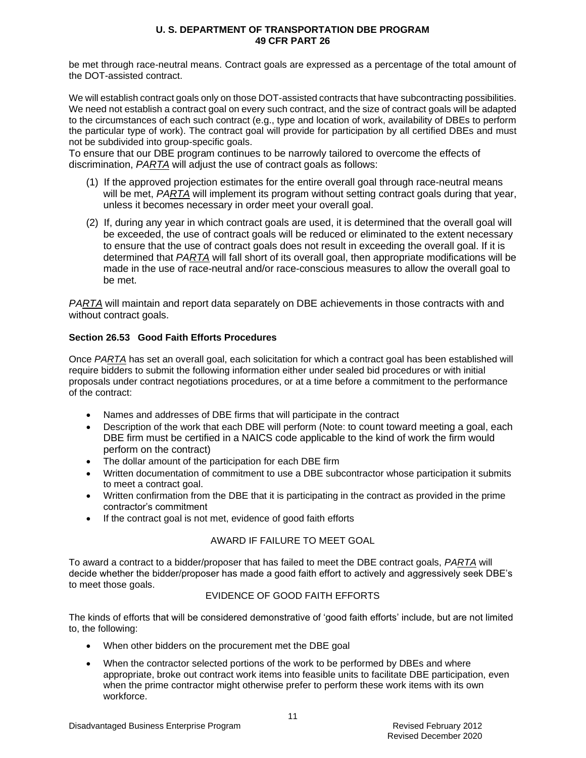be met through race-neutral means. Contract goals are expressed as a percentage of the total amount of the DOT-assisted contract.

We will establish contract goals only on those DOT-assisted contracts that have subcontracting possibilities. We need not establish a contract goal on every such contract, and the size of contract goals will be adapted to the circumstances of each such contract (e.g., type and location of work, availability of DBEs to perform the particular type of work). The contract goal will provide for participation by all certified DBEs and must not be subdivided into group-specific goals.

To ensure that our DBE program continues to be narrowly tailored to overcome the effects of discrimination, *PARTA* will adjust the use of contract goals as follows:

(1) If the approved projection estimates for the entire overall goal through race-neutral means will be met, *PARTA* will implement its program without setting contract goals during that year, unless it becomes necessary in order meet your overall goal.

(2) If, during any year in which contract goals are used, it is determined that the overall goal will be exceeded, the use of contract goals will be reduced or eliminated to the extent necessary to ensure that the use of contract goals does not result in exceeding the overall goal. If it is determined that *PARTA* will fall short of its overall goal, then appropriate modifications will be made in the use of race-neutral and/or race-conscious measures to allow the overall goal to be met.

*PARTA* will maintain and report data separately on DBE achievements in those contracts with and without contract goals.

**Section 26.53 Good Faith Efforts Procedures**

Once *PARTA* has set an overall goal, each solicitation for which a contract goal has been established will require bidders to submit the following information either under sealed bid procedures or with initial proposals under contract negotiations procedures, or at a time before a commitment to the performance of the contract:

- Names and addresses of DBE firms that will participate in the contract
- Description of the work that each DBE will perform (Note: to count toward meeting a goal, each DBE firm must be certified in a NAICS code applicable to the kind of work the firm would perform on the contract)
- The dollar amount of the participation for each DBE firm
- Written documentation of commitment to use a DBE subcontractor whose participation it submits to meet a contract goal.
- Written confirmation from the DBE that it is participating in the contract as provided in the prime contractor's commitment
- If the contract goal is not met, evidence of good faith efforts

AWARD IF FAILURE TO MEET GOAL

To award a contract to a bidder/proposer that has failed to meet the DBE contract goals, *PARTA* will decide whether the bidder/proposer has made a good faith effort to actively and aggressively seek DBE's to meet those goals.

EVIDENCE OF GOOD FAITH EFFORTS

The kinds of efforts that will be considered demonstrative of 'good faith efforts' include, but are not limited to, the following:

- When other bidders on the procurement met the DBE goal
- When the contractor selected portions of the work to be performed by DBEs and where appropriate, broke out contract work items into feasible units to facilitate DBE participation, even when the prime contractor might otherwise prefer to perform these work items with its own workforce.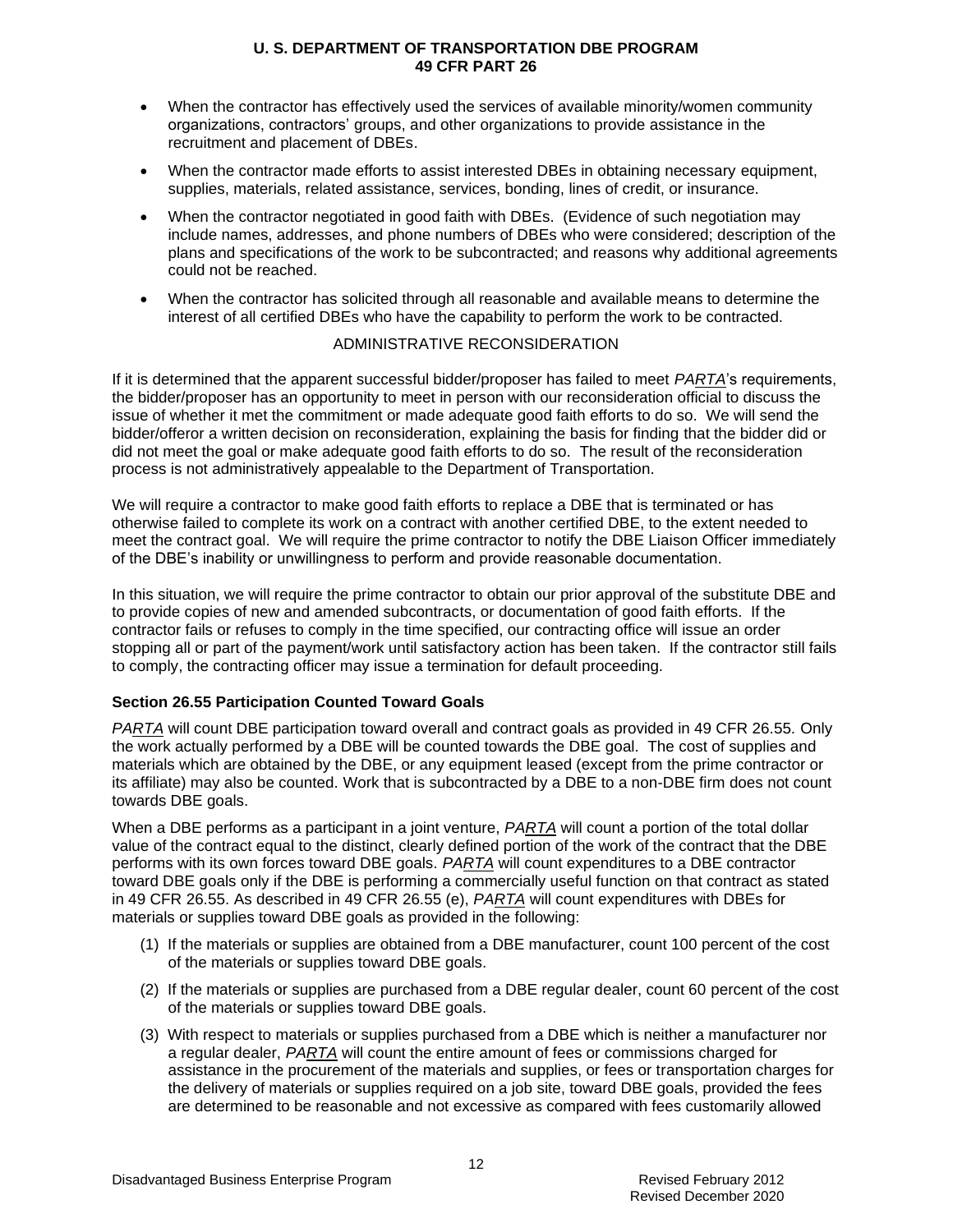- When the contractor has effectively used the services of available minority/women community organizations, contractors' groups, and other organizations to provide assistance in the recruitment and placement of DBEs.
- When the contractor made efforts to assist interested DBEs in obtaining necessary equipment, supplies, materials, related assistance, services, bonding, lines of credit, or insurance.
- When the contractor negotiated in good faith with DBEs. (Evidence of such negotiation may include names, addresses, and phone numbers of DBEs who were considered; description of the plans and specifications of the work to be subcontracted; and reasons why additional agreements could not be reached.
- When the contractor has solicited through all reasonable and available means to determine the interest of all certified DBEs who have the capability to perform the work to be contracted.

ADMINISTRATIVE RECONSIDERATION

If it is determined that the apparent successful bidder/proposer has failed to meet *PARTA*'s requirements, the bidder/proposer has an opportunity to meet in person with our reconsideration official to discuss the issue of whether it met the commitment or made adequate good faith efforts to do so. We will send the bidder/offeror a written decision on reconsideration, explaining the basis for finding that the bidder did or did not meet the goal or make adequate good faith efforts to do so. The result of the reconsideration process is not administratively appealable to the Department of Transportation.

We will require a contractor to make good faith efforts to replace a DBE that is terminated or has otherwise failed to complete its work on a contract with another certified DBE, to the extent needed to meet the contract goal. We will require the prime contractor to notify the DBE Liaison Officer immediately of the DBE's inability or unwillingness to perform and provide reasonable documentation.

In this situation, we will require the prime contractor to obtain our prior approval of the substitute DBE and to provide copies of new and amended subcontracts, or documentation of good faith efforts. If the contractor fails or refuses to comply in the time specified, our contracting office will issue an order stopping all or part of the payment/work until satisfactory action has been taken. If the contractor still fails to comply, the contracting officer may issue a termination for default proceeding.

**Section 26.55 Participation Counted Toward Goals**

*PARTA* will count DBE participation toward overall and contract goals as provided in 49 CFR 26.55. Only the work actually performed by a DBE will be counted towards the DBE goal. The cost of supplies and materials which are obtained by the DBE, or any equipment leased (except from the prime contractor or its affiliate) may also be counted. Work that is subcontracted by a DBE to a non-DBE firm does not count towards DBE goals.

When a DBE performs as a participant in a joint venture, *PARTA* will count a portion of the total dollar value of the contract equal to the distinct, clearly defined portion of the work of the contract that the DBE performs with its own forces toward DBE goals. *PARTA* will count expenditures to a DBE contractor toward DBE goals only if the DBE is performing a commercially useful function on that contract as stated in 49 CFR 26.55. As described in 49 CFR 26.55 (e), *PARTA* will count expenditures with DBEs for materials or supplies toward DBE goals as provided in the following:

(1) If the materials or supplies are obtained from a DBE manufacturer, count 100 percent of the cost of the materials or supplies toward DBE goals.

(2) If the materials or supplies are purchased from a DBE regular dealer, count 60 percent of the cost of the materials or supplies toward DBE goals.

(3) With respect to materials or supplies purchased from a DBE which is neither a manufacturer nor a regular dealer, *PARTA* will count the entire amount of fees or commissions charged for assistance in the procurement of the materials and supplies, or fees or transportation charges for the delivery of materials or supplies required on a job site, toward DBE goals, provided the fees are determined to be reasonable and not excessive as compared with fees customarily allowed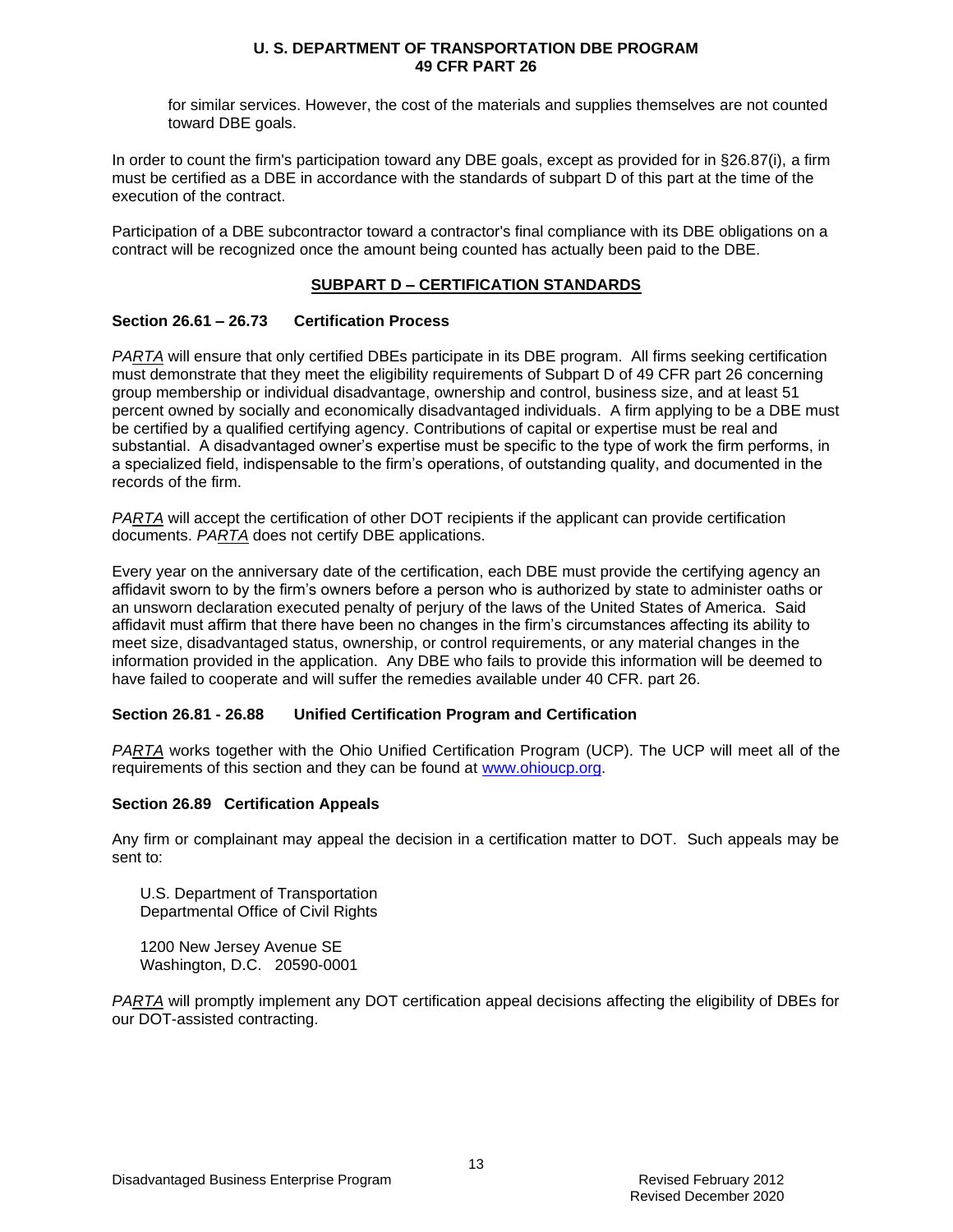for similar services. However, the cost of the materials and supplies themselves are not counted toward DBE goals.

In order to count the firm's participation toward any DBE goals, except as provided for in §26.87(i), a firm must be certified as a DBE in accordance with the standards of subpart D of this part at the time of the execution of the contract.

Participation of a DBE subcontractor toward a contractor's final compliance with its DBE obligations on a contract will be recognized once the amount being counted has actually been paid to the DBE.

## SUBPART D – CERTIFICATION STANDARDS

### Section 26.61 – 26.73 Certification Process

*PARTA* will ensure that only certified DBEs participate in its DBE program. All firms seeking certification must demonstrate that they meet the eligibility requirements of Subpart D of 49 CFR part 26 concerning group membership or individual disadvantage, ownership and control, business size, and at least 51 percent owned by socially and economically disadvantaged individuals. A firm applying to be a DBE must be certified by a qualified certifying agency. Contributions of capital or expertise must be real and substantial. A disadvantaged owner's expertise must be specific to the type of work the firm performs, in a specialized field, indispensable to the firm's operations, of outstanding quality, and documented in the records of the firm.

*PARTA* will accept the certification of other DOT recipients if the applicant can provide certification documents. *PARTA* does not certify DBE applications.

Every year on the anniversary date of the certification, each DBE must provide the certifying agency an affidavit sworn to by the firm's owners before a person who is authorized by state to administer oaths or an unsworn declaration executed penalty of perjury of the laws of the United States of America. Said affidavit must affirm that there have been no changes in the firm's circumstances affecting its ability to meet size, disadvantaged status, ownership, or control requirements, or any material changes in the information provided in the application. Any DBE who fails to provide this information will be deemed to have failed to cooperate and will suffer the remedies available under 40 CFR. part 26.

### Section 26.81 - 26.88 Unified Certification Program and Certification

*PARTA* works together with the Ohio Unified Certification Program (UCP). The UCP will meet all of the requirements of this section and they can be found at www.ohioucp.org.

### Section 26.89 Certification Appeals

Any firm or complainant may appeal the decision in a certification matter to DOT. Such appeals may be sent to:

U.S. Department of Transportation
Departmental Office of Civil Rights

1200 New Jersey Avenue SE
Washington, D.C. 20590-0001

*PARTA* will promptly implement any DOT certification appeal decisions affecting the eligibility of DBEs for our DOT-assisted contracting.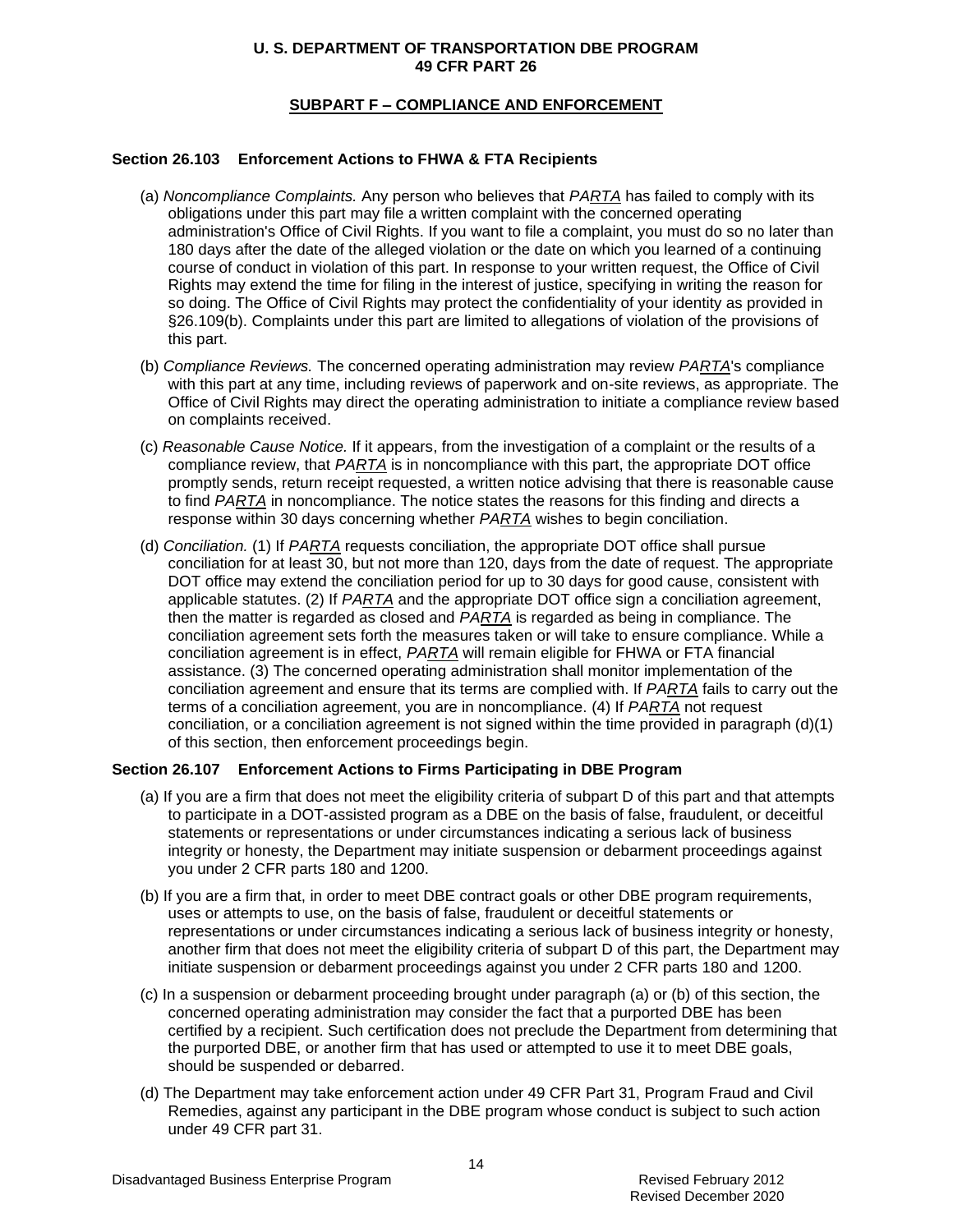**U. S. DEPARTMENT OF TRANSPORTATION DBE PROGRAM**
**49 CFR PART 26**

## SUBPART F – COMPLIANCE AND ENFORCEMENT

### Section 26.103 Enforcement Actions to FHWA & FTA Recipients

(a) *Noncompliance Complaints.* Any person who believes that *PARTA* has failed to comply with its obligations under this part may file a written complaint with the concerned operating administration's Office of Civil Rights. If you want to file a complaint, you must do so no later than 180 days after the date of the alleged violation or the date on which you learned of a continuing course of conduct in violation of this part. In response to your written request, the Office of Civil Rights may extend the time for filing in the interest of justice, specifying in writing the reason for so doing. The Office of Civil Rights may protect the confidentiality of your identity as provided in §26.109(b). Complaints under this part are limited to allegations of violation of the provisions of this part.

(b) *Compliance Reviews.* The concerned operating administration may review *PARTA*'s compliance with this part at any time, including reviews of paperwork and on-site reviews, as appropriate. The Office of Civil Rights may direct the operating administration to initiate a compliance review based on complaints received.

(c) *Reasonable Cause Notice.* If it appears, from the investigation of a complaint or the results of a compliance review, that *PARTA* is in noncompliance with this part, the appropriate DOT office promptly sends, return receipt requested, a written notice advising that there is reasonable cause to find *PARTA* in noncompliance. The notice states the reasons for this finding and directs a response within 30 days concerning whether *PARTA* wishes to begin conciliation.

(d) *Conciliation.* (1) If *PARTA* requests conciliation, the appropriate DOT office shall pursue conciliation for at least 30, but not more than 120, days from the date of request. The appropriate DOT office may extend the conciliation period for up to 30 days for good cause, consistent with applicable statutes. (2) If *PARTA* and the appropriate DOT office sign a conciliation agreement, then the matter is regarded as closed and *PARTA* is regarded as being in compliance. The conciliation agreement sets forth the measures taken or will take to ensure compliance. While a conciliation agreement is in effect, *PARTA* will remain eligible for FHWA or FTA financial assistance. (3) The concerned operating administration shall monitor implementation of the conciliation agreement and ensure that its terms are complied with. If *PARTA* fails to carry out the terms of a conciliation agreement, you are in noncompliance. (4) If *PARTA* not request conciliation, or a conciliation agreement is not signed within the time provided in paragraph (d)(1) of this section, then enforcement proceedings begin.

### Section 26.107 Enforcement Actions to Firms Participating in DBE Program

(a) If you are a firm that does not meet the eligibility criteria of subpart D of this part and that attempts to participate in a DOT-assisted program as a DBE on the basis of false, fraudulent, or deceitful statements or representations or under circumstances indicating a serious lack of business integrity or honesty, the Department may initiate suspension or debarment proceedings against you under 2 CFR parts 180 and 1200.

(b) If you are a firm that, in order to meet DBE contract goals or other DBE program requirements, uses or attempts to use, on the basis of false, fraudulent or deceitful statements or representations or under circumstances indicating a serious lack of business integrity or honesty, another firm that does not meet the eligibility criteria of subpart D of this part, the Department may initiate suspension or debarment proceedings against you under 2 CFR parts 180 and 1200.

(c) In a suspension or debarment proceeding brought under paragraph (a) or (b) of this section, the concerned operating administration may consider the fact that a purported DBE has been certified by a recipient. Such certification does not preclude the Department from determining that the purported DBE, or another firm that has used or attempted to use it to meet DBE goals, should be suspended or debarred.

(d) The Department may take enforcement action under 49 CFR Part 31, Program Fraud and Civil Remedies, against any participant in the DBE program whose conduct is subject to such action under 49 CFR part 31.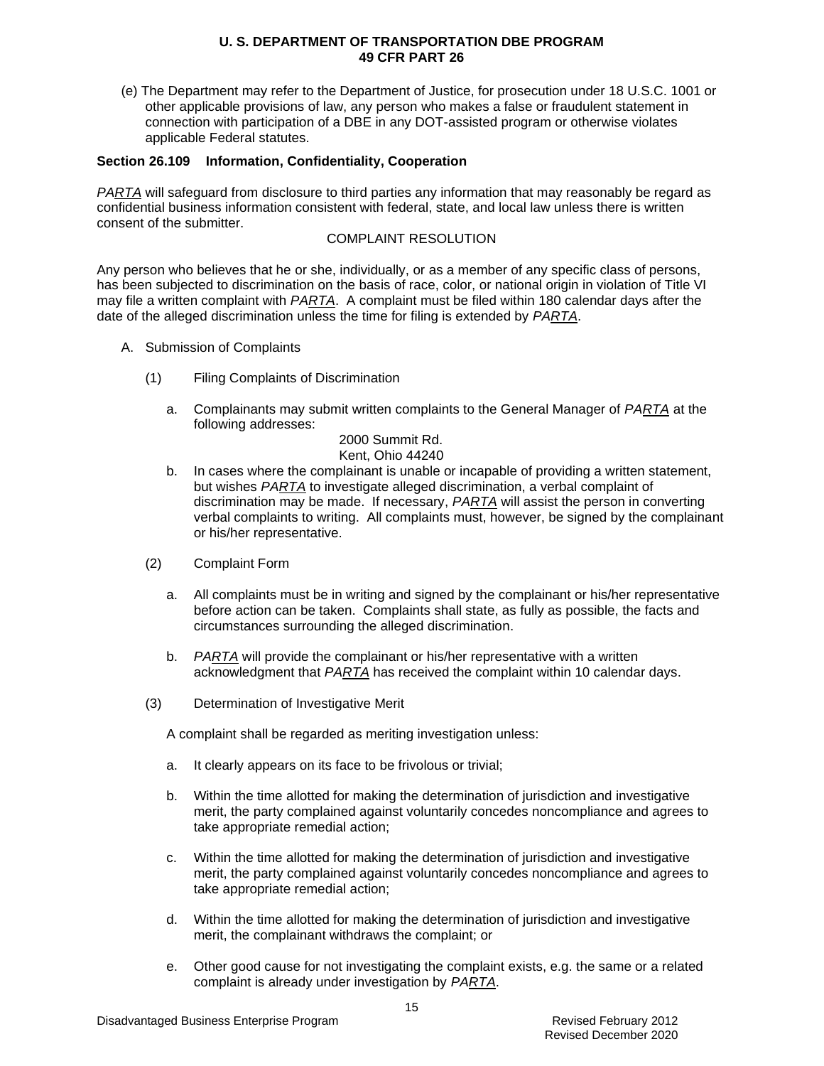(e) The Department may refer to the Department of Justice, for prosecution under 18 U.S.C. 1001 or other applicable provisions of law, any person who makes a false or fraudulent statement in connection with participation of a DBE in any DOT-assisted program or otherwise violates applicable Federal statutes.

**Section 26.109 Information, Confidentiality, Cooperation**

*PARTA* will safeguard from disclosure to third parties any information that may reasonably be regard as confidential business information consistent with federal, state, and local law unless there is written consent of the submitter.

COMPLAINT RESOLUTION

Any person who believes that he or she, individually, or as a member of any specific class of persons, has been subjected to discrimination on the basis of race, color, or national origin in violation of Title VI may file a written complaint with *PARTA*. A complaint must be filed within 180 calendar days after the date of the alleged discrimination unless the time for filing is extended by *PARTA*.

A. Submission of Complaints

(1) Filing Complaints of Discrimination

a. Complainants may submit written complaints to the General Manager of *PARTA* at the following addresses:

2000 Summit Rd.
Kent, Ohio 44240

b. In cases where the complainant is unable or incapable of providing a written statement, but wishes *PARTA* to investigate alleged discrimination, a verbal complaint of discrimination may be made. If necessary, *PARTA* will assist the person in converting verbal complaints to writing. All complaints must, however, be signed by the complainant or his/her representative.

(2) Complaint Form

a. All complaints must be in writing and signed by the complainant or his/her representative before action can be taken. Complaints shall state, as fully as possible, the facts and circumstances surrounding the alleged discrimination.

b. *PARTA* will provide the complainant or his/her representative with a written acknowledgment that *PARTA* has received the complaint within 10 calendar days.

(3) Determination of Investigative Merit

A complaint shall be regarded as meriting investigation unless:

a. It clearly appears on its face to be frivolous or trivial;

b. Within the time allotted for making the determination of jurisdiction and investigative merit, the party complained against voluntarily concedes noncompliance and agrees to take appropriate remedial action;

c. Within the time allotted for making the determination of jurisdiction and investigative merit, the party complained against voluntarily concedes noncompliance and agrees to take appropriate remedial action;

d. Within the time allotted for making the determination of jurisdiction and investigative merit, the complainant withdraws the complaint; or

e. Other good cause for not investigating the complaint exists, e.g. the same or a related complaint is already under investigation by *PARTA*.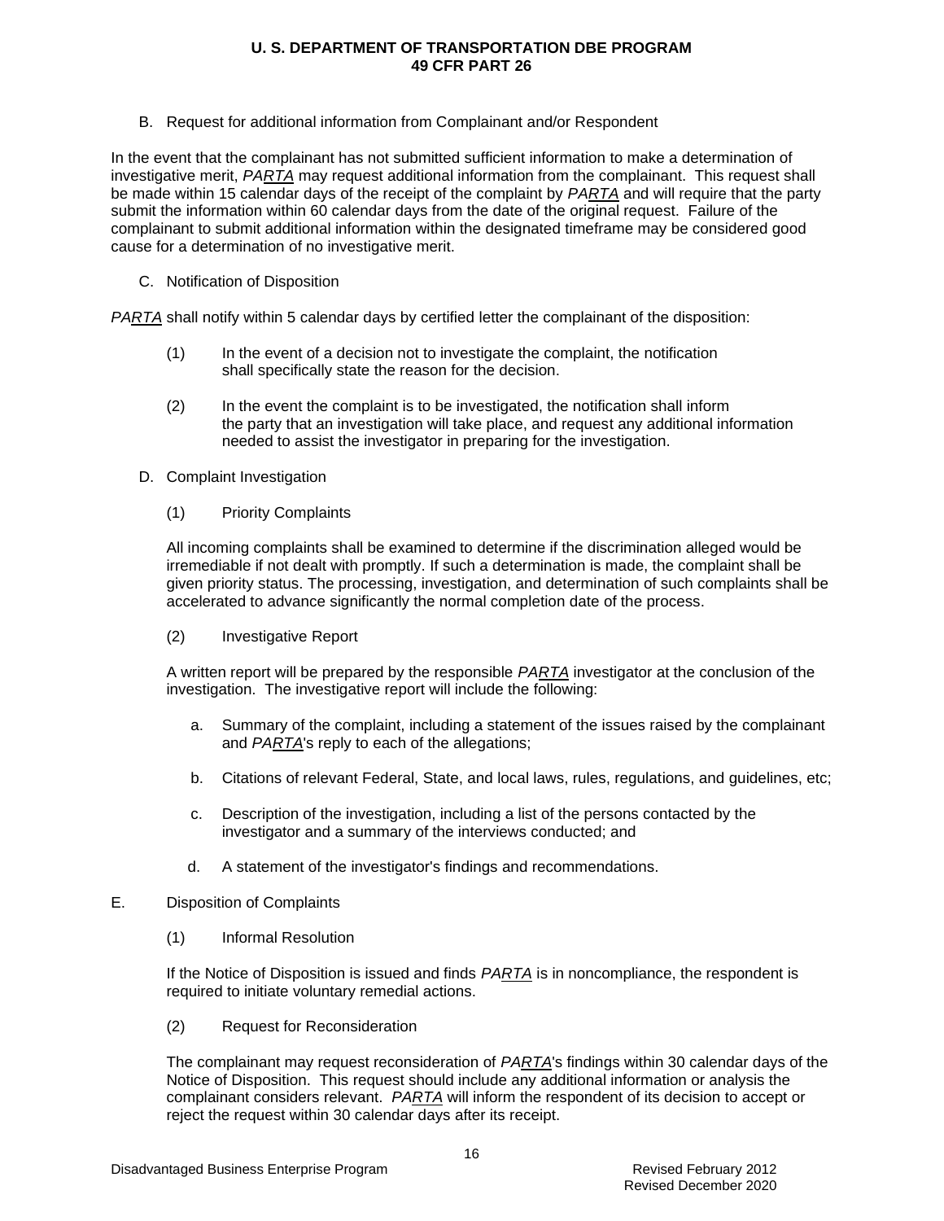B. Request for additional information from Complainant and/or Respondent

In the event that the complainant has not submitted sufficient information to make a determination of investigative merit, *PARTA* may request additional information from the complainant. This request shall be made within 15 calendar days of the receipt of the complaint by *PARTA* and will require that the party submit the information within 60 calendar days from the date of the original request. Failure of the complainant to submit additional information within the designated timeframe may be considered good cause for a determination of no investigative merit.

C. Notification of Disposition

*PARTA* shall notify within 5 calendar days by certified letter the complainant of the disposition:

(1) In the event of a decision not to investigate the complaint, the notification shall specifically state the reason for the decision.

(2) In the event the complaint is to be investigated, the notification shall inform the party that an investigation will take place, and request any additional information needed to assist the investigator in preparing for the investigation.

D. Complaint Investigation

(1) Priority Complaints

All incoming complaints shall be examined to determine if the discrimination alleged would be irremediable if not dealt with promptly. If such a determination is made, the complaint shall be given priority status. The processing, investigation, and determination of such complaints shall be accelerated to advance significantly the normal completion date of the process.

(2) Investigative Report

A written report will be prepared by the responsible *PARTA* investigator at the conclusion of the investigation. The investigative report will include the following:

a. Summary of the complaint, including a statement of the issues raised by the complainant and *PARTA*'s reply to each of the allegations;

b. Citations of relevant Federal, State, and local laws, rules, regulations, and guidelines, etc;

c. Description of the investigation, including a list of the persons contacted by the investigator and a summary of the interviews conducted; and

d. A statement of the investigator's findings and recommendations.

E. Disposition of Complaints

(1) Informal Resolution

If the Notice of Disposition is issued and finds *PARTA* is in noncompliance, the respondent is required to initiate voluntary remedial actions.

(2) Request for Reconsideration

The complainant may request reconsideration of *PARTA*'s findings within 30 calendar days of the Notice of Disposition. This request should include any additional information or analysis the complainant considers relevant. *PARTA* will inform the respondent of its decision to accept or reject the request within 30 calendar days after its receipt.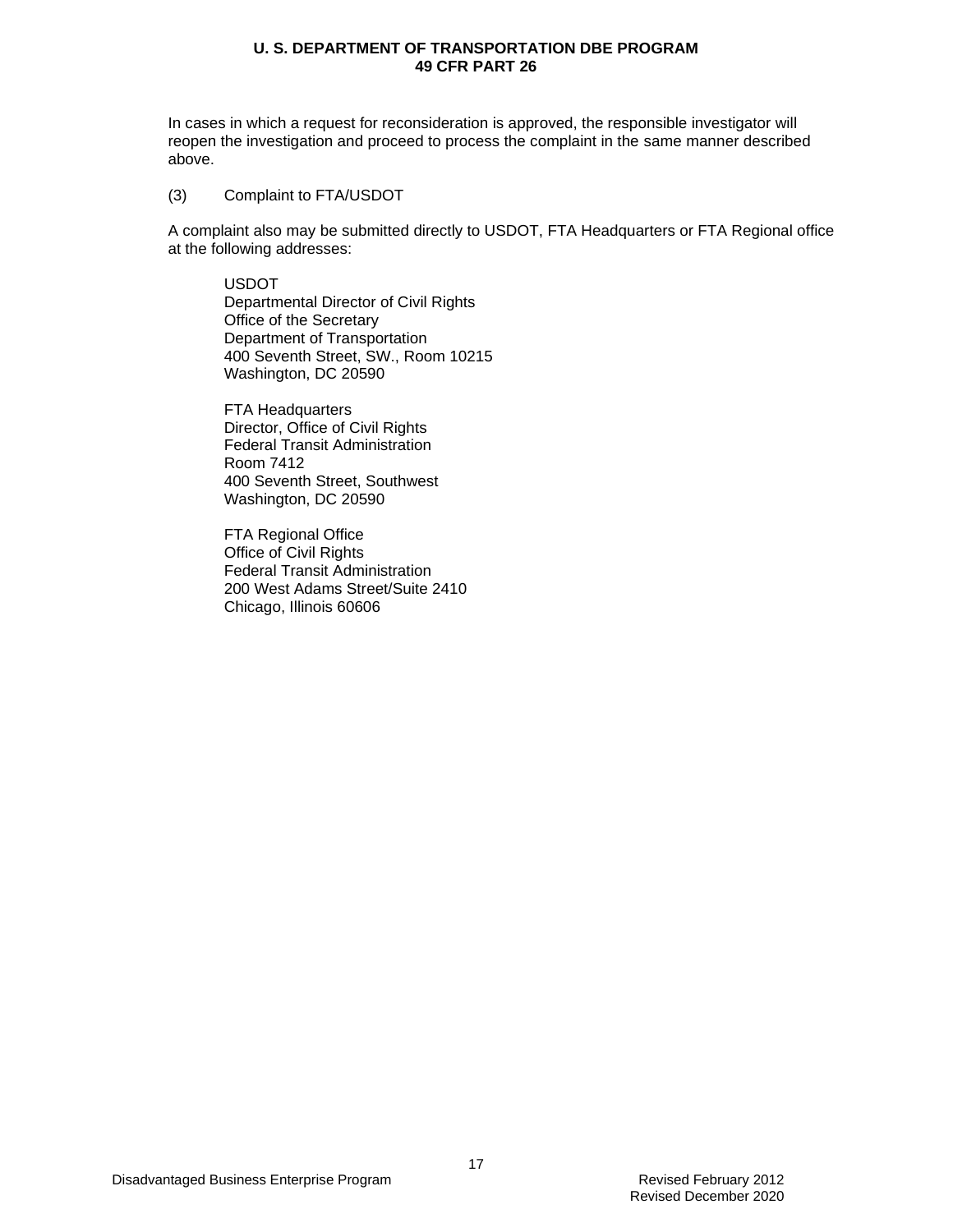In cases in which a request for reconsideration is approved, the responsible investigator will reopen the investigation and proceed to process the complaint in the same manner described above.

(3) Complaint to FTA/USDOT

A complaint also may be submitted directly to USDOT, FTA Headquarters or FTA Regional office at the following addresses:

USDOT  
Departmental Director of Civil Rights  
Office of the Secretary  
Department of Transportation  
400 Seventh Street, SW., Room 10215  
Washington, DC 20590

FTA Headquarters  
Director, Office of Civil Rights  
Federal Transit Administration  
Room 7412  
400 Seventh Street, Southwest  
Washington, DC 20590

FTA Regional Office  
Office of Civil Rights  
Federal Transit Administration  
200 West Adams Street/Suite 2410  
Chicago, Illinois 60606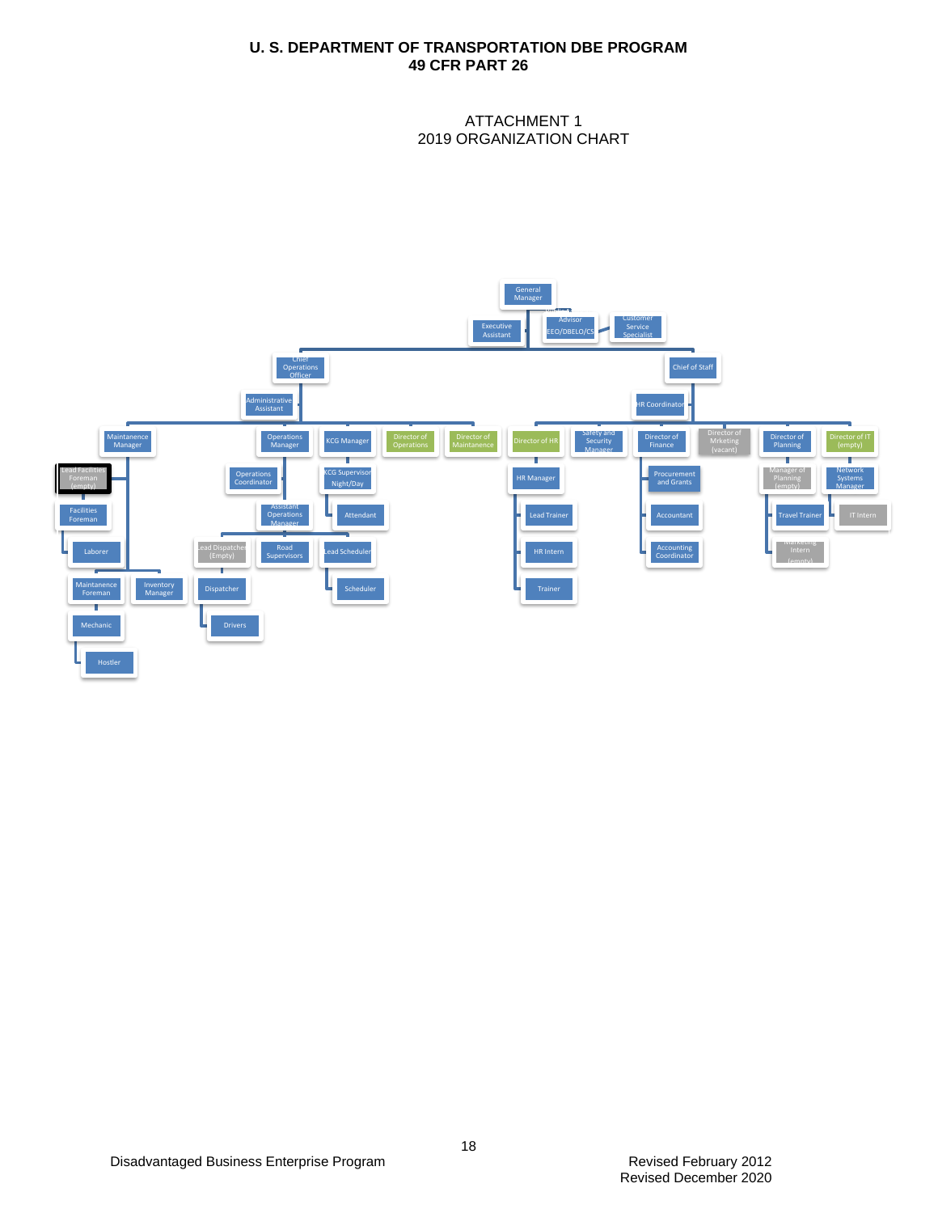**U. S. DEPARTMENT OF TRANSPORTATION DBE PROGRAM**
**49 CFR PART 26**

ATTACHMENT 1
2019 ORGANIZATION CHART

General Manager

Executive Assistant

Advisor EEO/DBELO/CS

Customer Service Specialist

Chief Operations Officer

Chief of Staff

Administrative Assistant

HR Coordinator

Maintanence Manager

Operations Manager

KCG Manager

Director of Operations

Director of Maintanence

Director of HR

Safety and Security Manager

Director of Finance

Director of Mrketing (vacant)

Director of Planning

Director of IT (empty)

Lead Facilities Foreman (empty)

Operations Coordinator

KCG Supervisor Night/Day

HR Manager

Procurement and Grants

Manager of Planning (empty)

Network Systems Manager

Facilities Foreman

Assistant Operations Manager

Attendant

Lead Trainer

Accountant

Travel Trainer

IT Intern

Laborer

Lead Dispatcher (Empty)

Road Supervisors

Lead Scheduler

HR Intern

Accounting Coordinator

Marketing Intern (empty)

Maintanence Foreman

Inventory Manager

Dispatcher

Scheduler

Trainer

Mechanic

Drivers

Hostler

Disadvantaged Business Enterprise Program

Revised February 2012
Revised December 2020